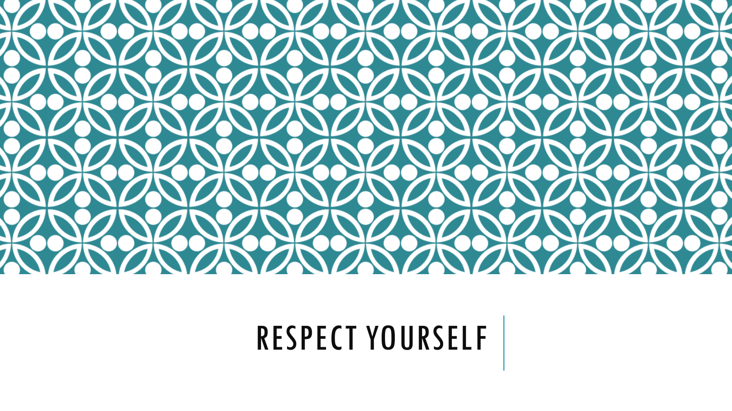# RESPECT YOURSELF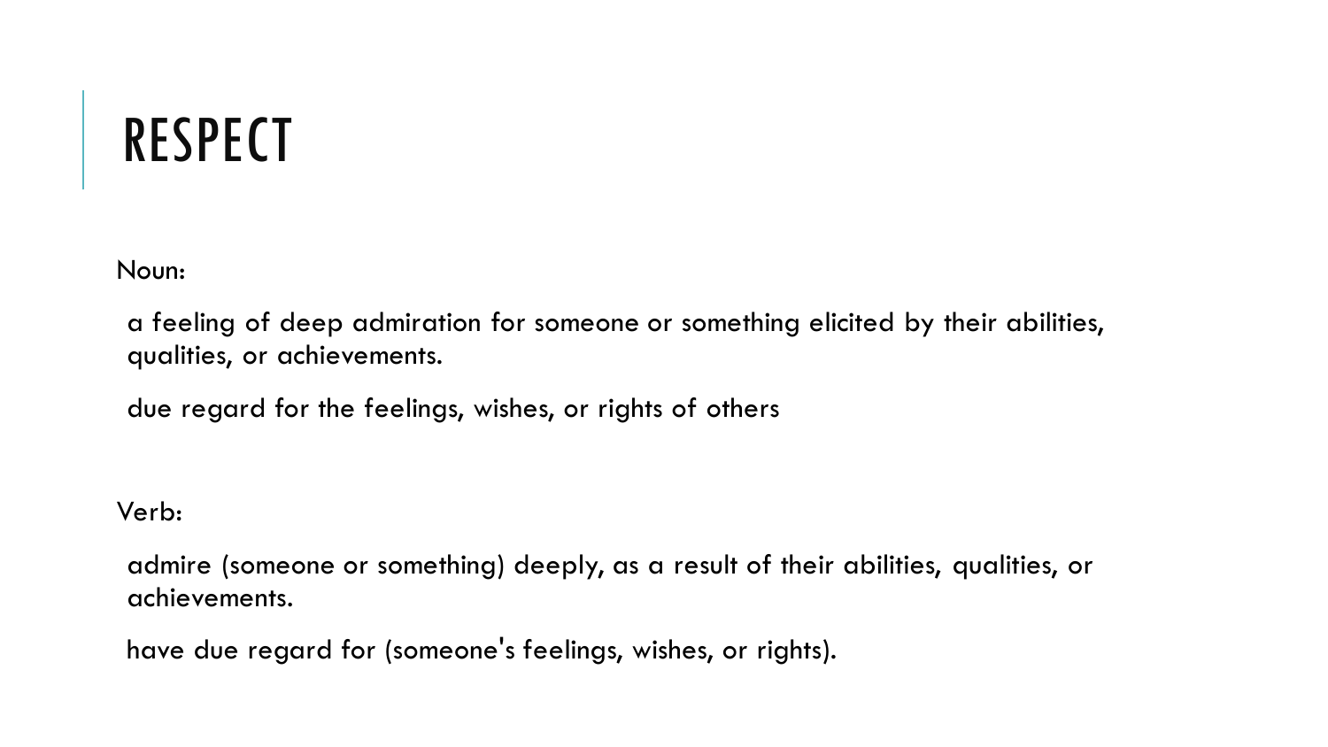# RESPECT

Noun:

a feeling of deep admiration for someone or something elicited by their abilities, qualities, or achievements.

due regard for the feelings, wishes, or rights of others

Verb:

admire (someone or something) deeply, as a result of their abilities, qualities, or achievements.

have due regard for (someone's feelings, wishes, or rights).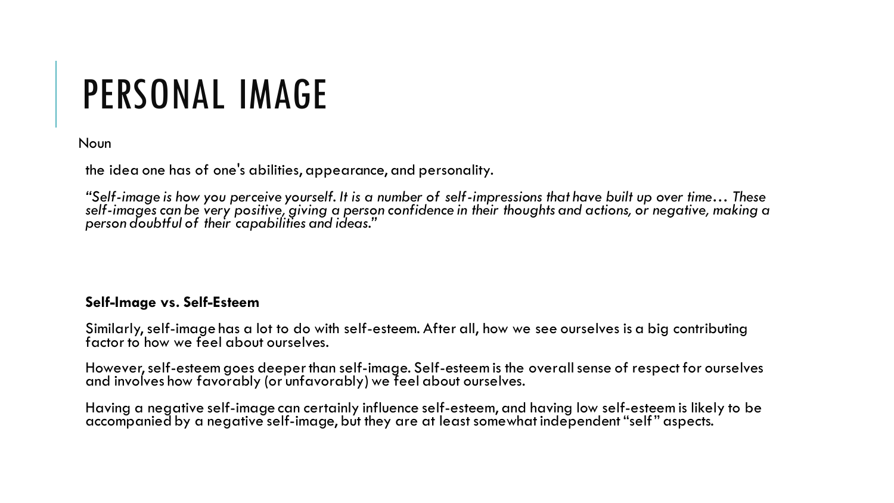# PERSONAL IMAGE

Noun

the idea one has of one's abilities, appearance, and personality.

*"Self-image is how you perceive yourself. It is a number of self-impressions that have built up over time… These self-images can be very positive, giving a person confidence in their thoughts and actions, or negative, making a person doubtful of their capabilities and ideas."*

**Self-Image vs. Self-Esteem**

Similarly, self-image has a lot to do with self-esteem. After all, how we see ourselves is a big contributing factor to how we feel about ourselves.

However, self-esteem goes deeper than self-image. Self-esteem is the overall sense of respect for ourselves and involves how favorably (or unfavorably) we feel about ourselves.

Having a negative self-image can certainly influence self-esteem, and having low self-esteem is likely to be accompanied by a negative self-image, but they are at least somewhat independent "self" aspects.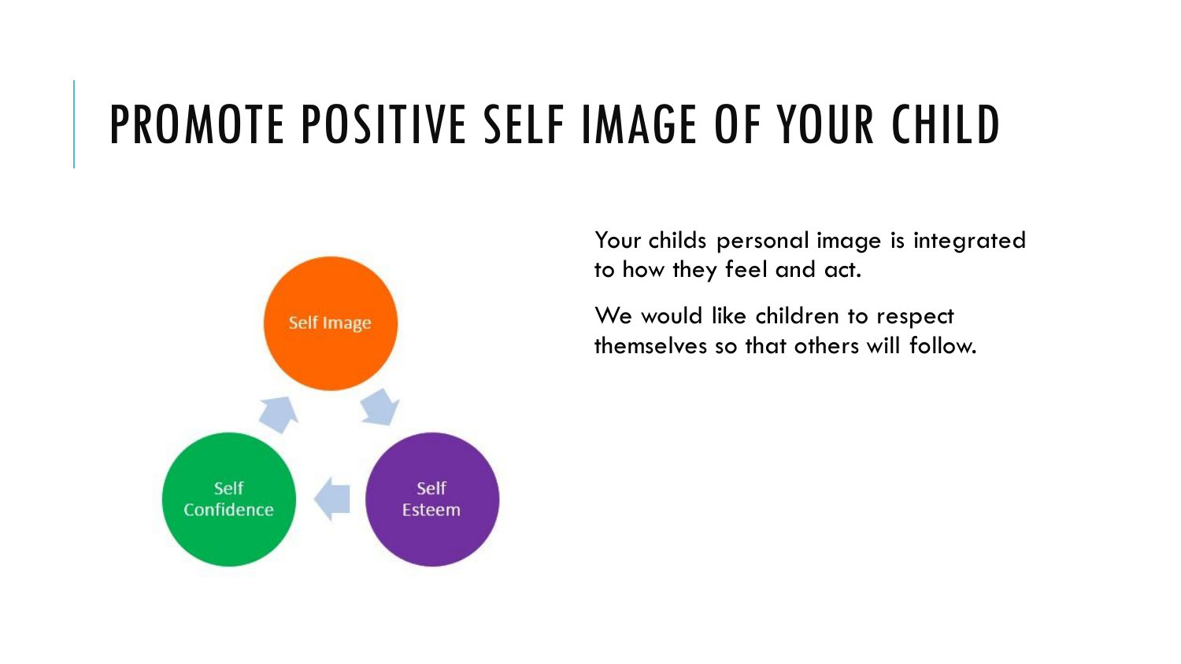# PROMOTE POSITIVE SELF IMAGE OF YOUR CHILD

Self Image

Self Esteem

Self Confidence

Your childs personal image is integrated to how they feel and act.

We would like children to respect themselves so that others will follow.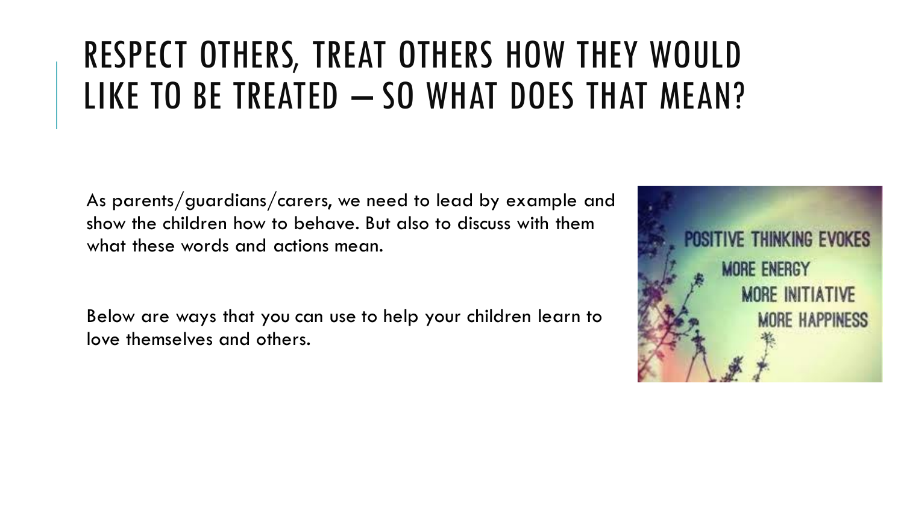# RESPECT OTHERS, TREAT OTHERS HOW THEY WOULD LIKE TO BE TREATED – SO WHAT DOES THAT MEAN?

As parents/guardians/carers, we need to lead by example and show the children how to behave. But also to discuss with them what these words and actions mean.

Below are ways that you can use to help your children learn to love themselves and others.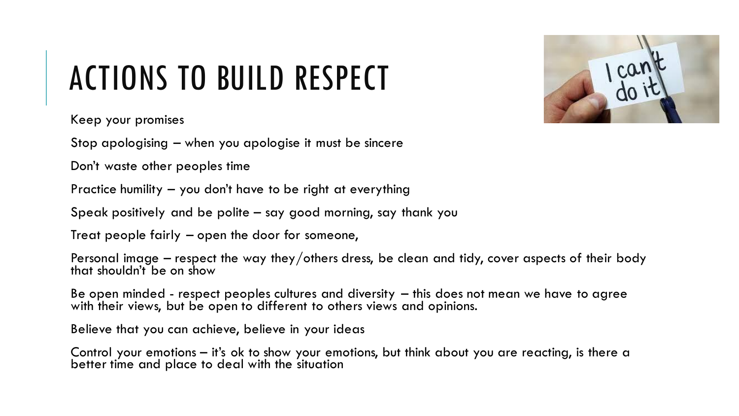# ACTIONS TO BUILD RESPECT

Keep your promises

Stop apologising – when you apologise it must be sincere

Don't waste other peoples time

Practice humility – you don't have to be right at everything

Speak positively and be polite – say good morning, say thank you

Treat people fairly – open the door for someone,

Personal image – respect the way they/others dress, be clean and tidy, cover aspects of their body that shouldn't be on show

Be open minded - respect peoples cultures and diversity – this does not mean we have to agree with their views, but be open to different to others views and opinions.

Believe that you can achieve, believe in your ideas

Control your emotions – it's ok to show your emotions, but think about you are reacting, is there a better time and place to deal with the situation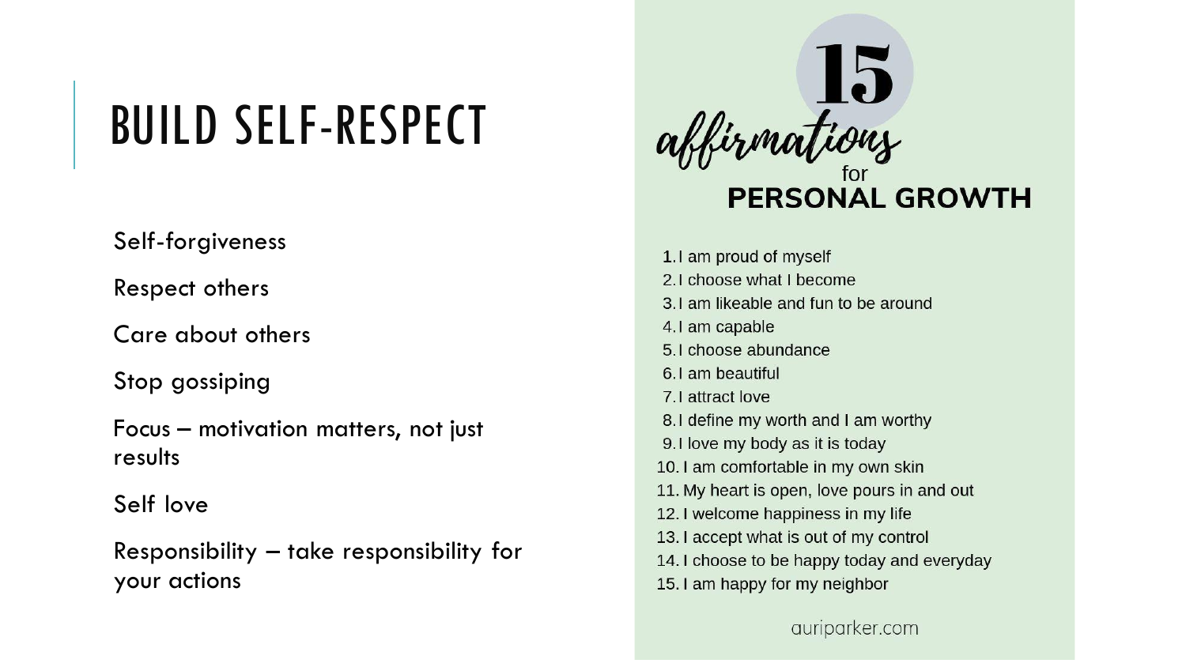# BUILD SELF-RESPECT

Self-forgiveness

Respect others

Care about others

Stop gossiping

Focus – motivation matters, not just results

Self love

Responsibility – take responsibility for your actions

## 15 affirmations for PERSONAL GROWTH

1. I am proud of myself
2. I choose what I become
3. I am likeable and fun to be around
4. I am capable
5. I choose abundance
6. I am beautiful
7. I attract love
8. I define my worth and I am worthy
9. I love my body as it is today
10. I am comfortable in my own skin
11. My heart is open, love pours in and out
12. I welcome happiness in my life
13. I accept what is out of my control
14. I choose to be happy today and everyday
15. I am happy for my neighbor

auriparker.com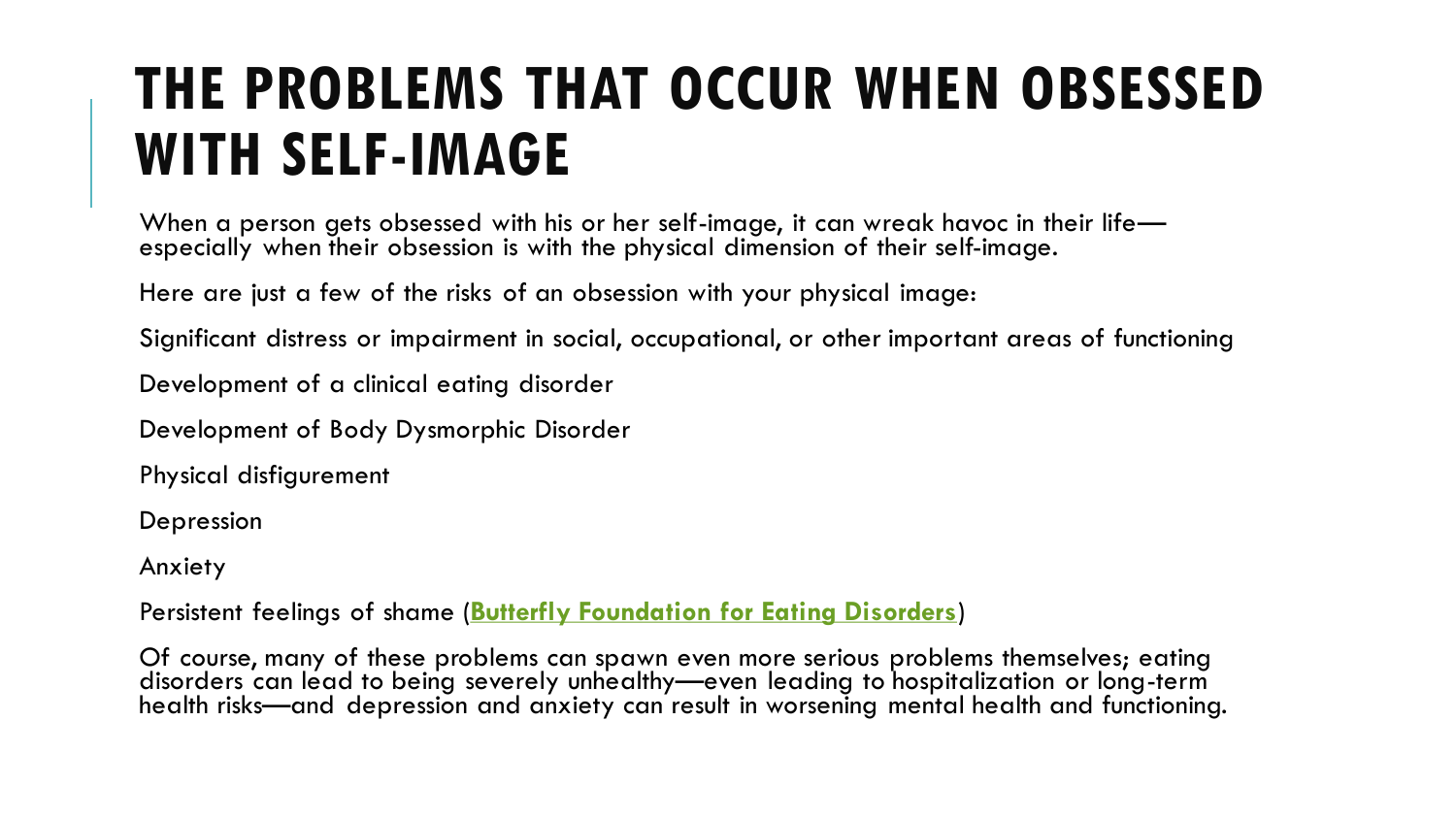# THE PROBLEMS THAT OCCUR WHEN OBSESSED WITH SELF-IMAGE

When a person gets obsessed with his or her self-image, it can wreak havoc in their life—especially when their obsession is with the physical dimension of their self-image.

Here are just a few of the risks of an obsession with your physical image:

Significant distress or impairment in social, occupational, or other important areas of functioning

Development of a clinical eating disorder

Development of Body Dysmorphic Disorder

Physical disfigurement

Depression

Anxiety

Persistent feelings of shame (**Butterfly Foundation for Eating Disorders**)

Of course, many of these problems can spawn even more serious problems themselves; eating disorders can lead to being severely unhealthy—even leading to hospitalization or long-term health risks—and depression and anxiety can result in worsening mental health and functioning.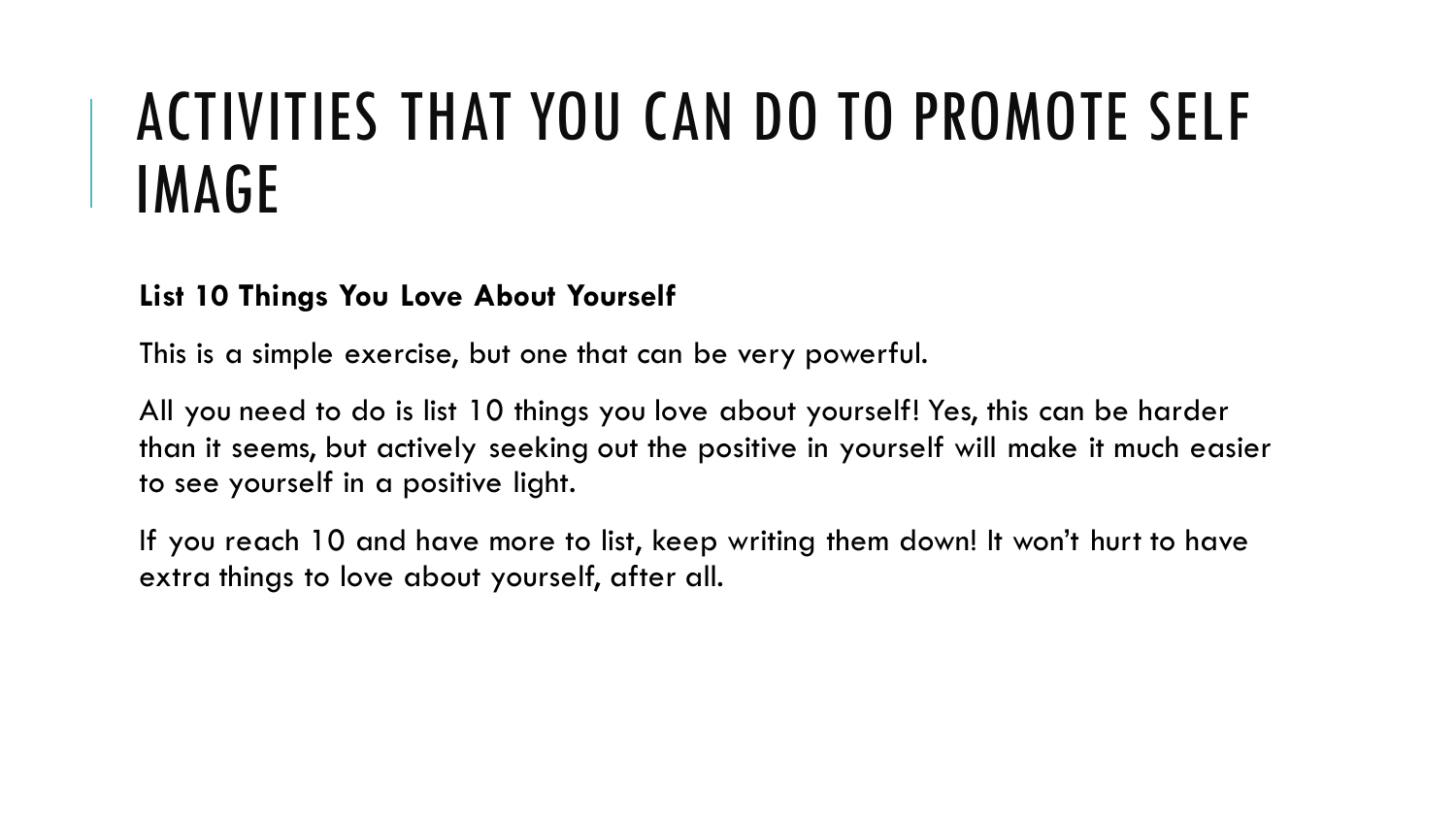# ACTIVITIES THAT YOU CAN DO TO PROMOTE SELF IMAGE

**List 10 Things You Love About Yourself**

This is a simple exercise, but one that can be very powerful.

All you need to do is list 10 things you love about yourself! Yes, this can be harder than it seems, but actively seeking out the positive in yourself will make it much easier to see yourself in a positive light.

If you reach 10 and have more to list, keep writing them down! It won't hurt to have extra things to love about yourself, after all.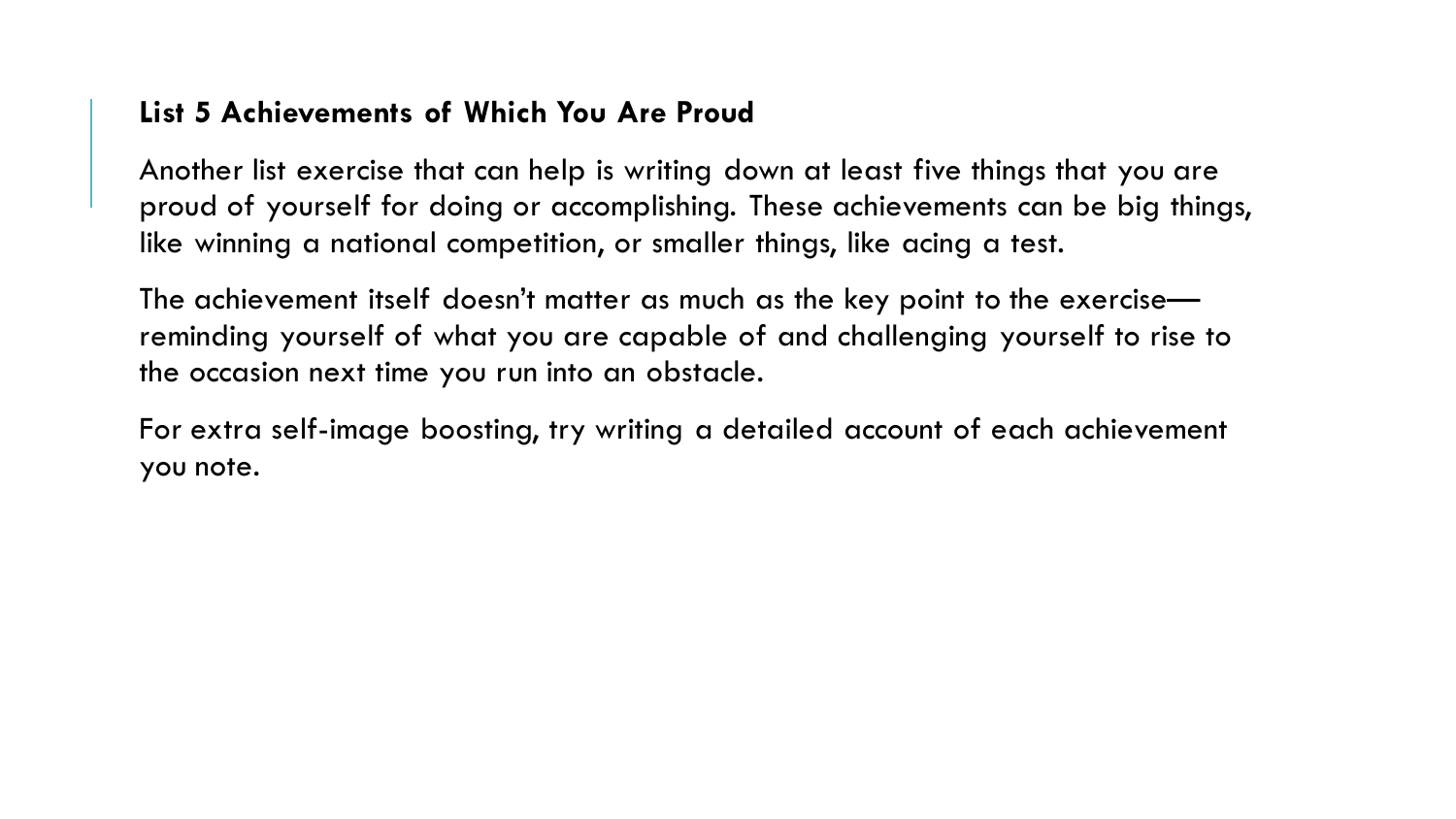**List 5 Achievements of Which You Are Proud**

Another list exercise that can help is writing down at least five things that you are proud of yourself for doing or accomplishing. These achievements can be big things, like winning a national competition, or smaller things, like acing a test.

The achievement itself doesn't matter as much as the key point to the exercise—reminding yourself of what you are capable of and challenging yourself to rise to the occasion next time you run into an obstacle.

For extra self-image boosting, try writing a detailed account of each achievement you note.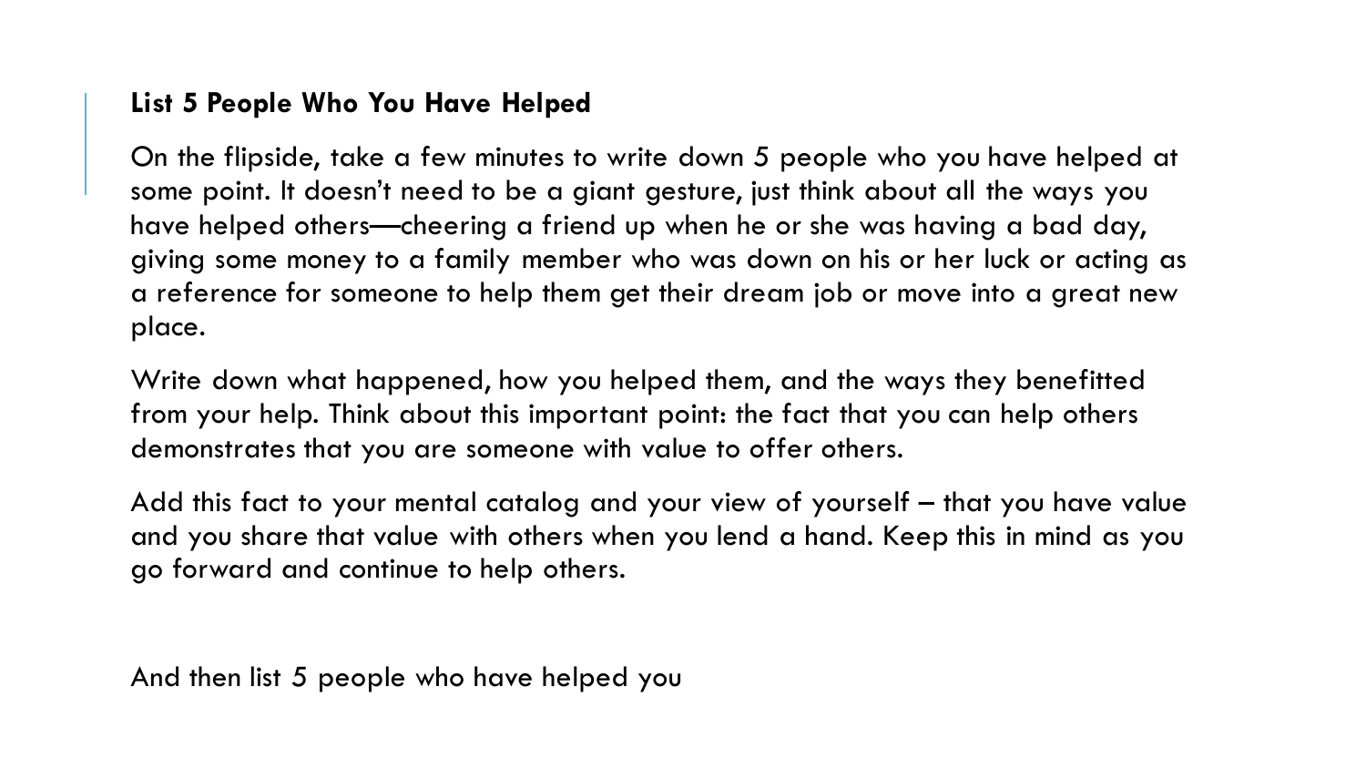**List 5 People Who You Have Helped**

On the flipside, take a few minutes to write down 5 people who you have helped at some point. It doesn't need to be a giant gesture, just think about all the ways you have helped others—cheering a friend up when he or she was having a bad day, giving some money to a family member who was down on his or her luck or acting as a reference for someone to help them get their dream job or move into a great new place.

Write down what happened, how you helped them, and the ways they benefitted from your help. Think about this important point: the fact that you can help others demonstrates that you are someone with value to offer others.

Add this fact to your mental catalog and your view of yourself – that you have value and you share that value with others when you lend a hand. Keep this in mind as you go forward and continue to help others.

And then list 5 people who have helped you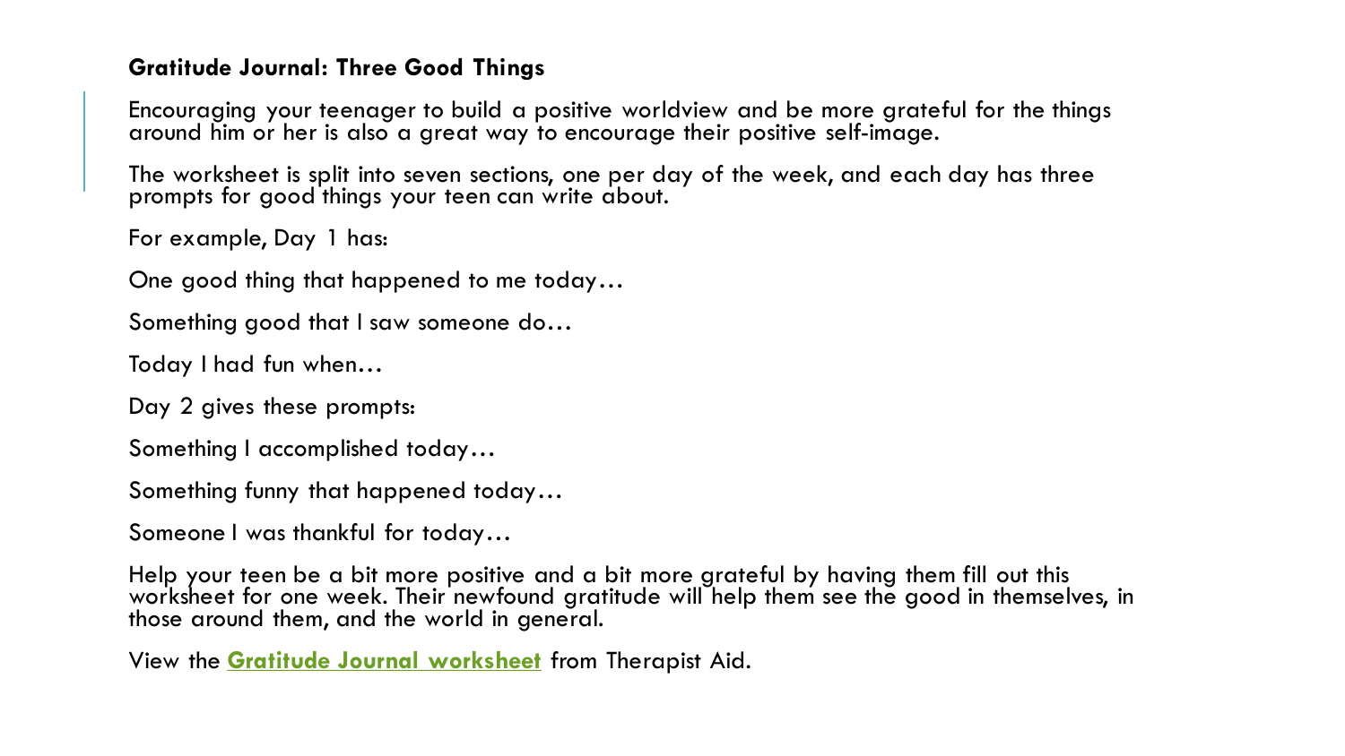**Gratitude Journal: Three Good Things**

Encouraging your teenager to build a positive worldview and be more grateful for the things around him or her is also a great way to encourage their positive self-image.

The worksheet is split into seven sections, one per day of the week, and each day has three prompts for good things your teen can write about.

For example, Day 1 has:

One good thing that happened to me today…

Something good that I saw someone do…

Today I had fun when…

Day 2 gives these prompts:

Something I accomplished today…

Something funny that happened today…

Someone I was thankful for today…

Help your teen be a bit more positive and a bit more grateful by having them fill out this worksheet for one week. Their newfound gratitude will help them see the good in themselves, in those around them, and the world in general.

View the **Gratitude Journal worksheet** from Therapist Aid.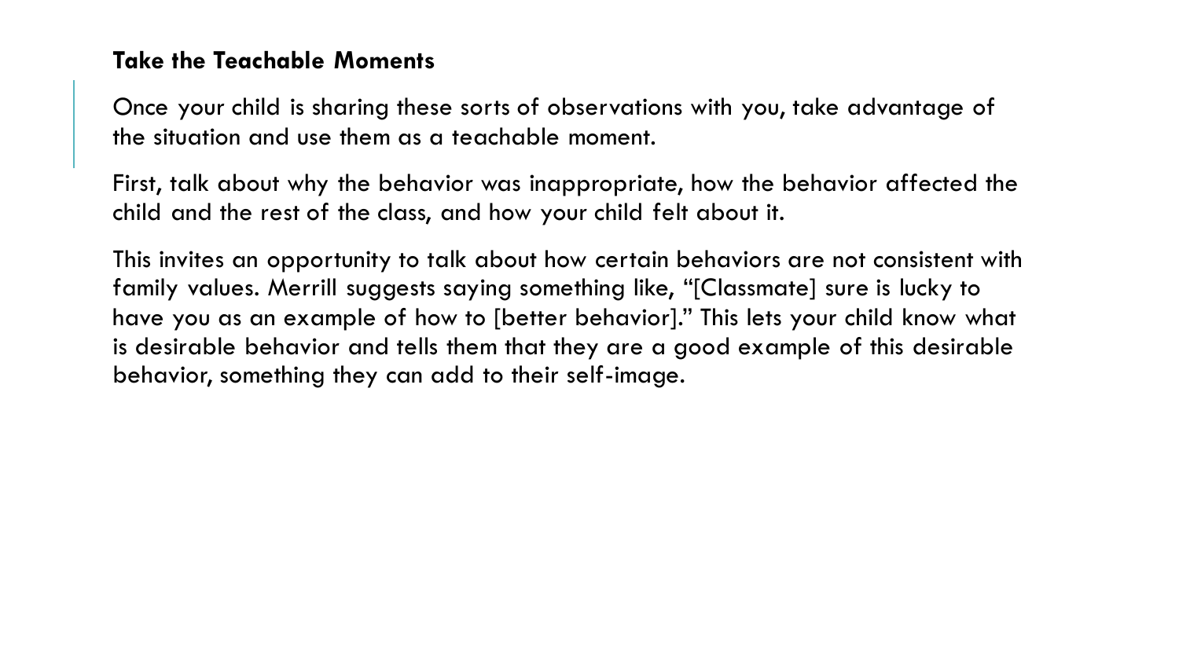## Take the Teachable Moments

Once your child is sharing these sorts of observations with you, take advantage of the situation and use them as a teachable moment.

First, talk about why the behavior was inappropriate, how the behavior affected the child and the rest of the class, and how your child felt about it.

This invites an opportunity to talk about how certain behaviors are not consistent with family values. Merrill suggests saying something like, "[Classmate] sure is lucky to have you as an example of how to [better behavior]." This lets your child know what is desirable behavior and tells them that they are a good example of this desirable behavior, something they can add to their self-image.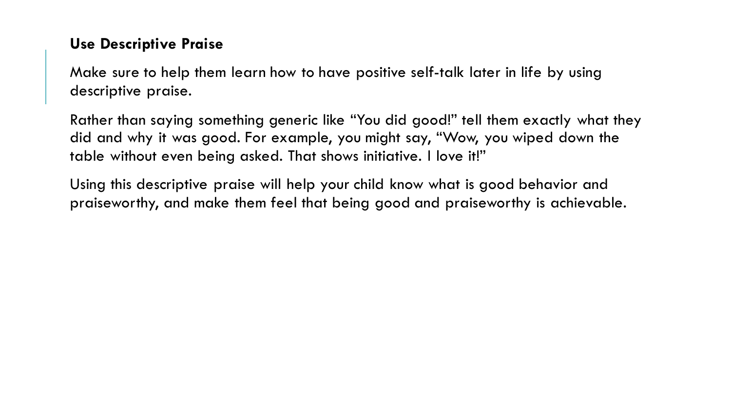**Use Descriptive Praise**

Make sure to help them learn how to have positive self-talk later in life by using descriptive praise.

Rather than saying something generic like "You did good!" tell them exactly what they did and why it was good. For example, you might say, "Wow, you wiped down the table without even being asked. That shows initiative. I love it!"

Using this descriptive praise will help your child know what is good behavior and praiseworthy, and make them feel that being good and praiseworthy is achievable.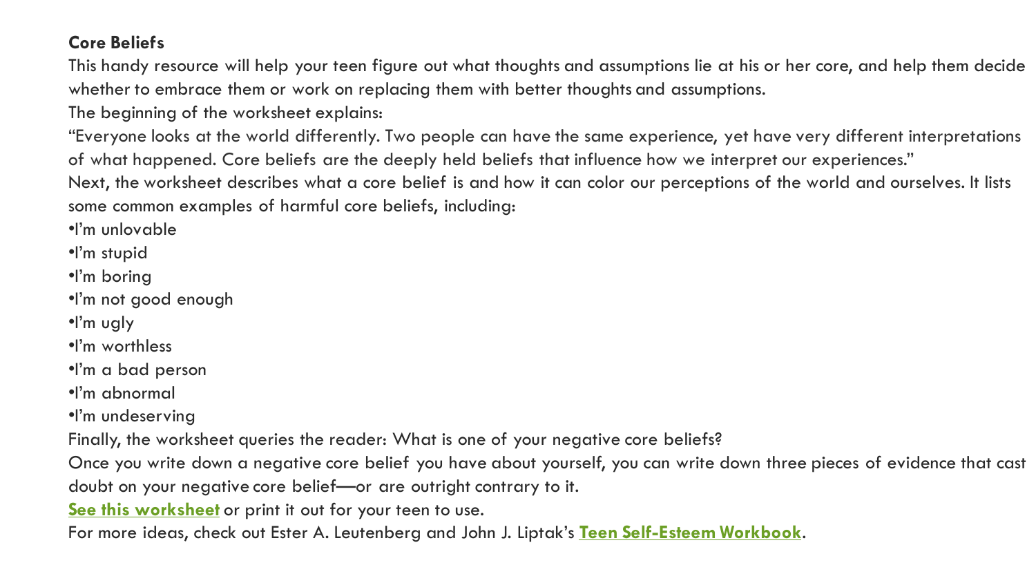**Core Beliefs**

This handy resource will help your teen figure out what thoughts and assumptions lie at his or her core, and help them decide whether to embrace them or work on replacing them with better thoughts and assumptions.

The beginning of the worksheet explains:

"Everyone looks at the world differently. Two people can have the same experience, yet have very different interpretations of what happened. Core beliefs are the deeply held beliefs that influence how we interpret our experiences."

Next, the worksheet describes what a core belief is and how it can color our perceptions of the world and ourselves. It lists some common examples of harmful core beliefs, including:

- I'm unlovable
- I'm stupid
- I'm boring
- I'm not good enough
- I'm ugly
- I'm worthless
- I'm a bad person
- I'm abnormal
- I'm undeserving

Finally, the worksheet queries the reader: What is one of your negative core beliefs?

Once you write down a negative core belief you have about yourself, you can write down three pieces of evidence that cast doubt on your negative core belief—or are outright contrary to it.

**See this worksheet** or print it out for your teen to use.

For more ideas, check out Ester A. Leutenberg and John J. Liptak's **Teen Self-Esteem Workbook**.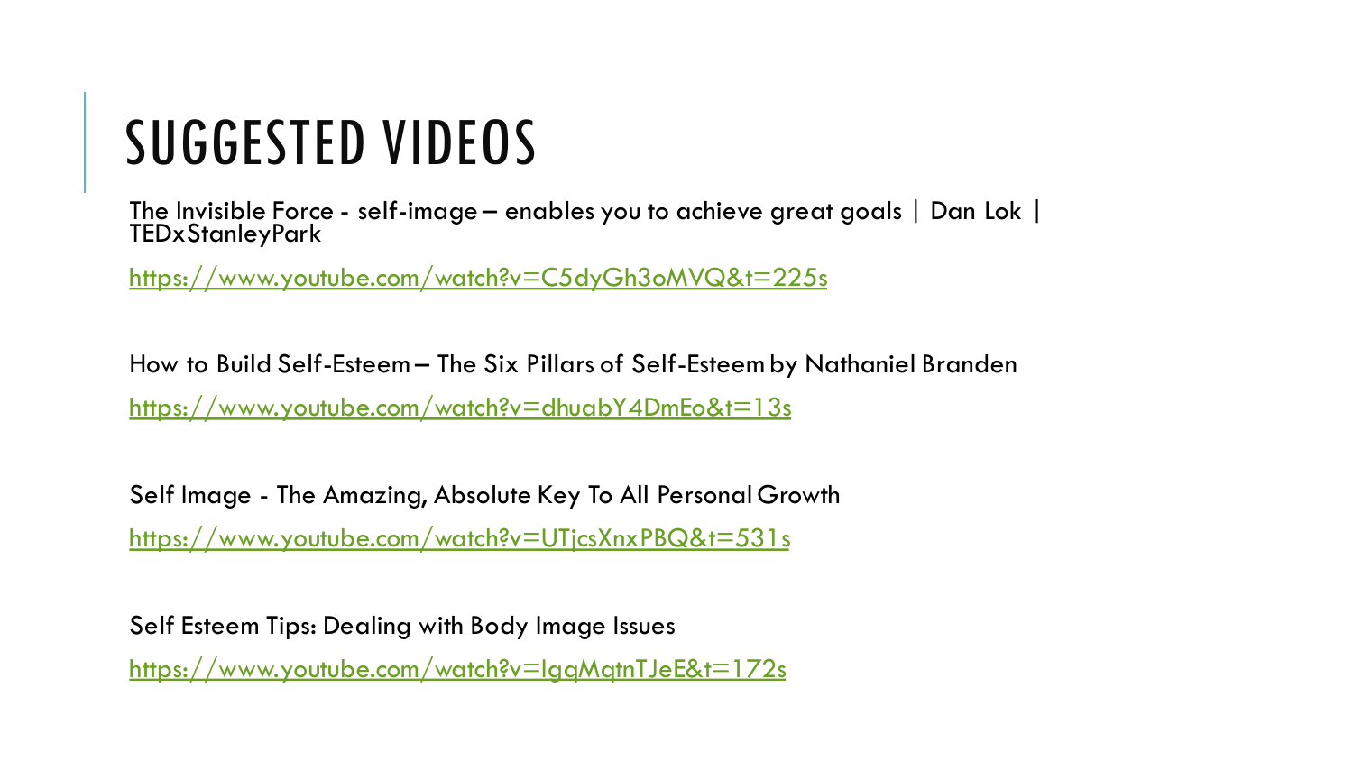# SUGGESTED VIDEOS

The Invisible Force - self-image – enables you to achieve great goals | Dan Lok | TEDxStanleyPark

https://www.youtube.com/watch?v=C5dyGh3oMVQ&t=225s

How to Build Self-Esteem – The Six Pillars of Self-Esteem by Nathaniel Branden

https://www.youtube.com/watch?v=dhuabY4DmEo&t=13s

Self Image - The Amazing, Absolute Key To All Personal Growth

https://www.youtube.com/watch?v=UTjcsXnxPBQ&t=531s

Self Esteem Tips: Dealing with Body Image Issues

https://www.youtube.com/watch?v=IgqMqtnTJeE&t=172s